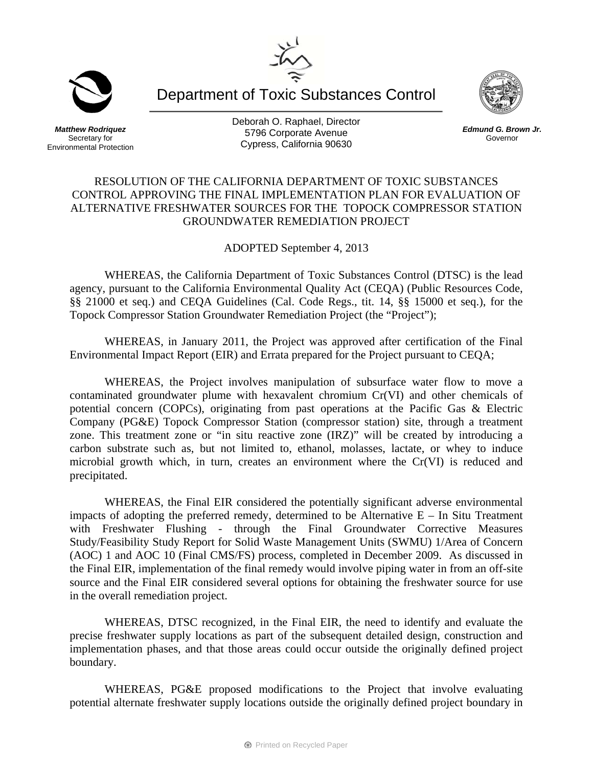Department of Toxic Substances Control

***Matthew Rodriquez***
Secretary for
Environmental Protection

Deborah O. Raphael, Director
5796 Corporate Avenue
Cypress, California 90630

***Edmund G. Brown Jr.***
Governor

# RESOLUTION OF THE CALIFORNIA DEPARTMENT OF TOXIC SUBSTANCES CONTROL APPROVING THE FINAL IMPLEMENTATION PLAN FOR EVALUATION OF ALTERNATIVE FRESHWATER SOURCES FOR THE TOPOCK COMPRESSOR STATION GROUNDWATER REMEDIATION PROJECT

ADOPTED September 4, 2013

WHEREAS, the California Department of Toxic Substances Control (DTSC) is the lead agency, pursuant to the California Environmental Quality Act (CEQA) (Public Resources Code, §§ 21000 et seq.) and CEQA Guidelines (Cal. Code Regs., tit. 14, §§ 15000 et seq.), for the Topock Compressor Station Groundwater Remediation Project (the "Project");

WHEREAS, in January 2011, the Project was approved after certification of the Final Environmental Impact Report (EIR) and Errata prepared for the Project pursuant to CEQA;

WHEREAS, the Project involves manipulation of subsurface water flow to move a contaminated groundwater plume with hexavalent chromium Cr(VI) and other chemicals of potential concern (COPCs), originating from past operations at the Pacific Gas & Electric Company (PG&E) Topock Compressor Station (compressor station) site, through a treatment zone. This treatment zone or "in situ reactive zone (IRZ)" will be created by introducing a carbon substrate such as, but not limited to, ethanol, molasses, lactate, or whey to induce microbial growth which, in turn, creates an environment where the Cr(VI) is reduced and precipitated.

WHEREAS, the Final EIR considered the potentially significant adverse environmental impacts of adopting the preferred remedy, determined to be Alternative E – In Situ Treatment with Freshwater Flushing - through the Final Groundwater Corrective Measures Study/Feasibility Study Report for Solid Waste Management Units (SWMU) 1/Area of Concern (AOC) 1 and AOC 10 (Final CMS/FS) process, completed in December 2009. As discussed in the Final EIR, implementation of the final remedy would involve piping water in from an off-site source and the Final EIR considered several options for obtaining the freshwater source for use in the overall remediation project.

WHEREAS, DTSC recognized, in the Final EIR, the need to identify and evaluate the precise freshwater supply locations as part of the subsequent detailed design, construction and implementation phases, and that those areas could occur outside the originally defined project boundary.

WHEREAS, PG&E proposed modifications to the Project that involve evaluating potential alternate freshwater supply locations outside the originally defined project boundary in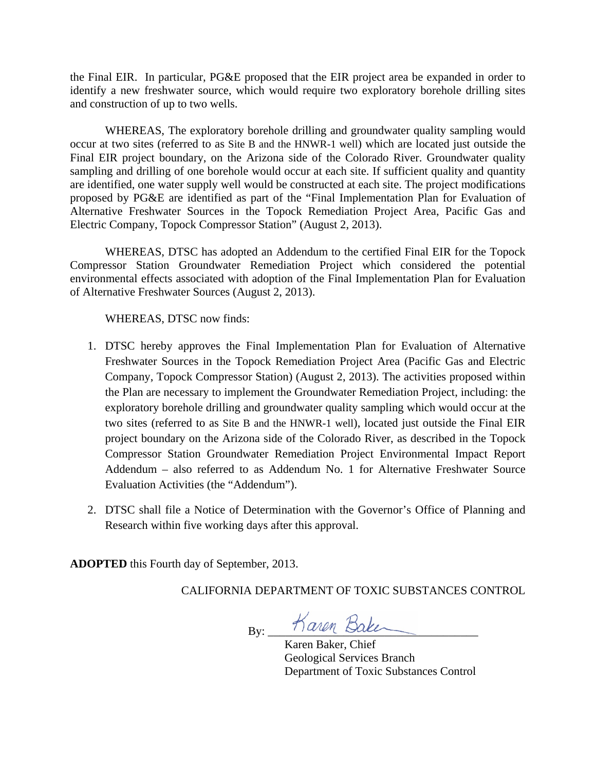the Final EIR. In particular, PG&E proposed that the EIR project area be expanded in order to identify a new freshwater source, which would require two exploratory borehole drilling sites and construction of up to two wells.

WHEREAS, The exploratory borehole drilling and groundwater quality sampling would occur at two sites (referred to as Site B and the HNWR-1 well) which are located just outside the Final EIR project boundary, on the Arizona side of the Colorado River. Groundwater quality sampling and drilling of one borehole would occur at each site. If sufficient quality and quantity are identified, one water supply well would be constructed at each site. The project modifications proposed by PG&E are identified as part of the "Final Implementation Plan for Evaluation of Alternative Freshwater Sources in the Topock Remediation Project Area, Pacific Gas and Electric Company, Topock Compressor Station" (August 2, 2013).

WHEREAS, DTSC has adopted an Addendum to the certified Final EIR for the Topock Compressor Station Groundwater Remediation Project which considered the potential environmental effects associated with adoption of the Final Implementation Plan for Evaluation of Alternative Freshwater Sources (August 2, 2013).

WHEREAS, DTSC now finds:

1. DTSC hereby approves the Final Implementation Plan for Evaluation of Alternative Freshwater Sources in the Topock Remediation Project Area (Pacific Gas and Electric Company, Topock Compressor Station) (August 2, 2013). The activities proposed within the Plan are necessary to implement the Groundwater Remediation Project, including: the exploratory borehole drilling and groundwater quality sampling which would occur at the two sites (referred to as Site B and the HNWR-1 well), located just outside the Final EIR project boundary on the Arizona side of the Colorado River, as described in the Topock Compressor Station Groundwater Remediation Project Environmental Impact Report Addendum – also referred to as Addendum No. 1 for Alternative Freshwater Source Evaluation Activities (the "Addendum").

2. DTSC shall file a Notice of Determination with the Governor's Office of Planning and Research within five working days after this approval.

**ADOPTED** this Fourth day of September, 2013.

CALIFORNIA DEPARTMENT OF TOXIC SUBSTANCES CONTROL

By: Karen Baker

Karen Baker, Chief
Geological Services Branch
Department of Toxic Substances Control